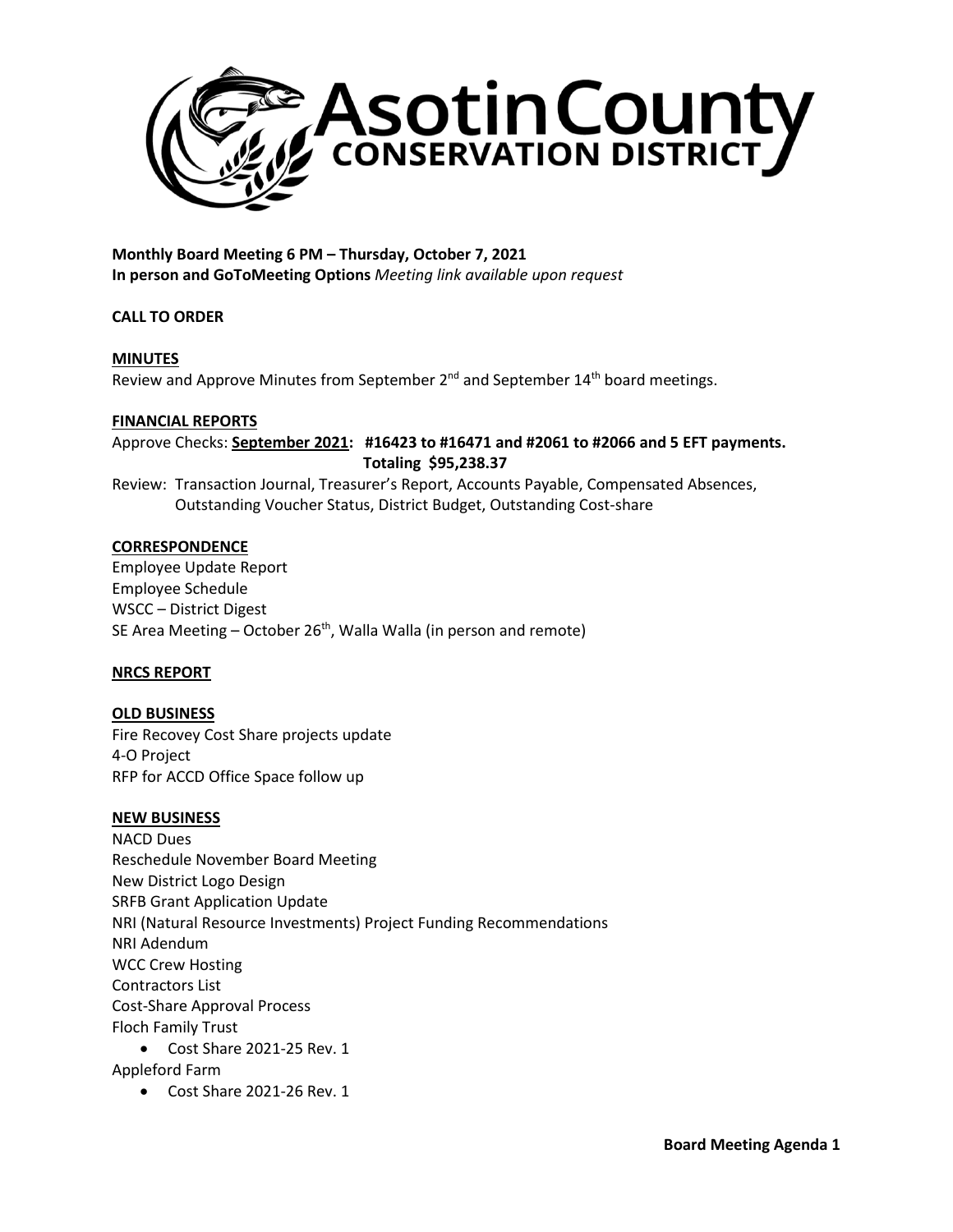# Asotin County CONSERVATION DISTRICT

**Monthly Board Meeting 6 PM – Thursday, October 7, 2021**
**In person and GoToMeeting Options** *Meeting link available upon request*

**CALL TO ORDER**

**MINUTES**

Review and Approve Minutes from September 2nd and September 14th board meetings.

**FINANCIAL REPORTS**

Approve Checks: **September 2021: #16423 to #16471 and #2061 to #2066 and 5 EFT payments. Totaling $95,238.37**

Review: Transaction Journal, Treasurer's Report, Accounts Payable, Compensated Absences, Outstanding Voucher Status, District Budget, Outstanding Cost-share

**CORRESPONDENCE**

Employee Update Report
Employee Schedule
WSCC – District Digest
SE Area Meeting – October 26th, Walla Walla (in person and remote)

**NRCS REPORT**

**OLD BUSINESS**

Fire Recovey Cost Share projects update
4-O Project
RFP for ACCD Office Space follow up

**NEW BUSINESS**

NACD Dues
Reschedule November Board Meeting
New District Logo Design
SRFB Grant Application Update
NRI (Natural Resource Investments) Project Funding Recommendations
NRI Adendum
WCC Crew Hosting
Contractors List
Cost-Share Approval Process
Floch Family Trust

- Cost Share 2021-25 Rev. 1

Appleford Farm

- Cost Share 2021-26 Rev. 1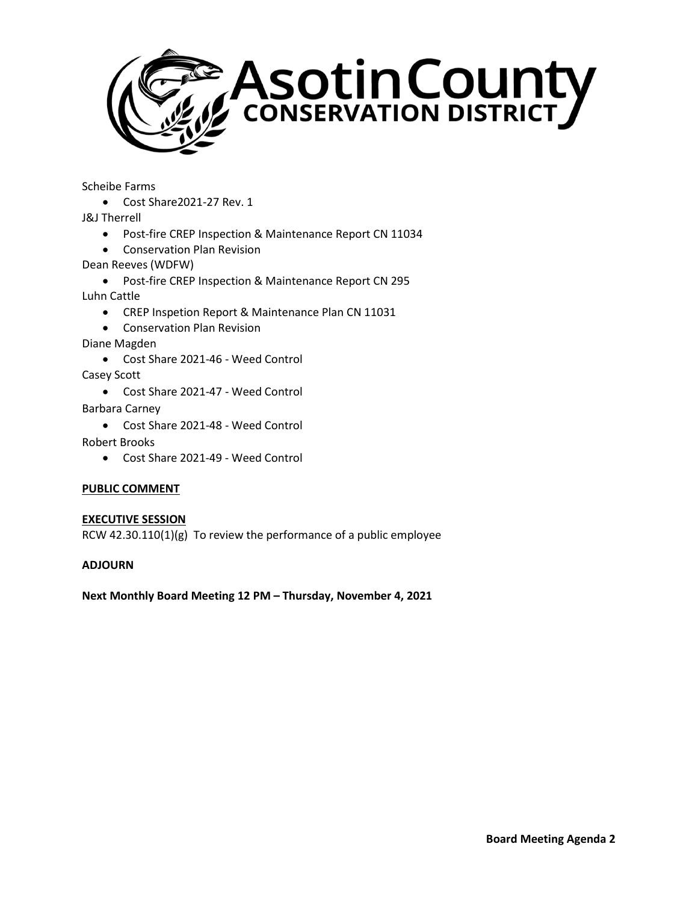Scheibe Farms

- Cost Share2021-27 Rev. 1

J&J Therrell

- Post-fire CREP Inspection & Maintenance Report CN 11034
- Conservation Plan Revision

Dean Reeves (WDFW)

- Post-fire CREP Inspection & Maintenance Report CN 295

Luhn Cattle

- CREP Inspetion Report & Maintenance Plan CN 11031
- Conservation Plan Revision

Diane Magden

- Cost Share 2021-46 - Weed Control

Casey Scott

- Cost Share 2021-47 - Weed Control

Barbara Carney

- Cost Share 2021-48 - Weed Control

Robert Brooks

- Cost Share 2021-49 - Weed Control

**PUBLIC COMMENT**

**EXECUTIVE SESSION**

RCW 42.30.110(1)(g) To review the performance of a public employee

**ADJOURN**

**Next Monthly Board Meeting 12 PM – Thursday, November 4, 2021**